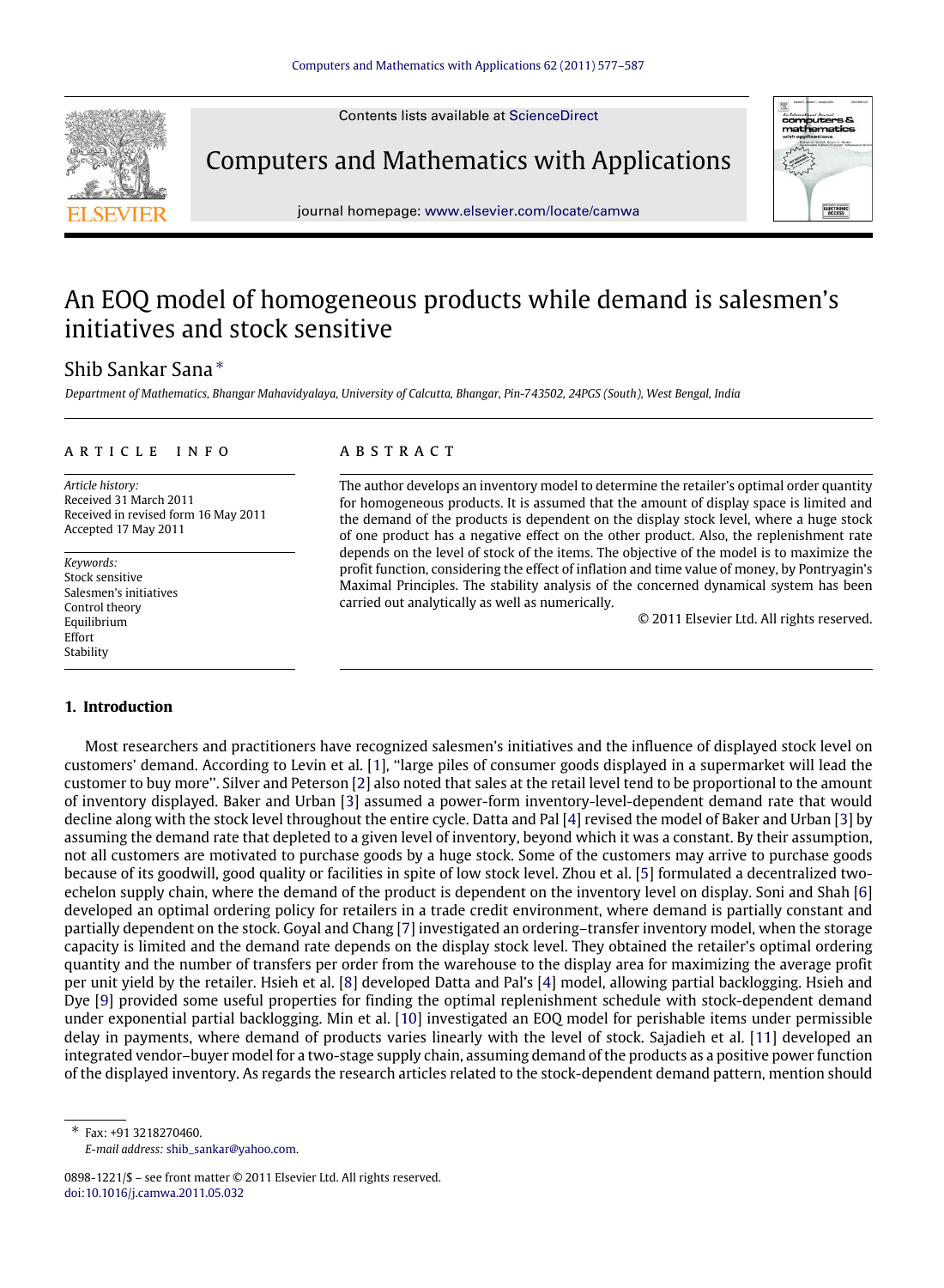# An EOQ model of homogeneous products while demand is salesmen's initiatives and stock sensitive

Shib Sankar Sana *

*Department of Mathematics, Bhangar Mahavidyalaya, University of Calcutta, Bhangar, Pin-743502, 24PGS (South), West Bengal, India*

---

**ARTICLE INFO**

*Article history:*
Received 31 March 2011
Received in revised form 16 May 2011
Accepted 17 May 2011

*Keywords:*
Stock sensitive
Salesmen's initiatives
Control theory
Equilibrium
Effort
Stability

**ABSTRACT**

The author develops an inventory model to determine the retailer's optimal order quantity for homogeneous products. It is assumed that the amount of display space is limited and the demand of the products is dependent on the display stock level, where a huge stock of one product has a negative effect on the other product. Also, the replenishment rate depends on the level of stock of the items. The objective of the model is to maximize the profit function, considering the effect of inflation and time value of money, by Pontryagin's Maximal Principles. The stability analysis of the concerned dynamical system has been carried out analytically as well as numerically.

© 2011 Elsevier Ltd. All rights reserved.

---

## 1. Introduction

Most researchers and practitioners have recognized salesmen's initiatives and the influence of displayed stock level on customers' demand. According to Levin et al. [1], "large piles of consumer goods displayed in a supermarket will lead the customer to buy more". Silver and Peterson [2] also noted that sales at the retail level tend to be proportional to the amount of inventory displayed. Baker and Urban [3] assumed a power-form inventory-level-dependent demand rate that would decline along with the stock level throughout the entire cycle. Datta and Pal [4] revised the model of Baker and Urban [3] by assuming the demand rate that depleted to a given level of inventory, beyond which it was a constant. By their assumption, not all customers are motivated to purchase goods by a huge stock. Some of the customers may arrive to purchase goods because of its goodwill, good quality or facilities in spite of low stock level. Zhou et al. [5] formulated a decentralized two-echelon supply chain, where the demand of the product is dependent on the inventory level on display. Soni and Shah [6] developed an optimal ordering policy for retailers in a trade credit environment, where demand is partially constant and partially dependent on the stock. Goyal and Chang [7] investigated an ordering–transfer inventory model, when the storage capacity is limited and the demand rate depends on the display stock level. They obtained the retailer's optimal ordering quantity and the number of transfers per order from the warehouse to the display area for maximizing the average profit per unit yield by the retailer. Hsieh et al. [8] developed Datta and Pal's [4] model, allowing partial backlogging. Hsieh and Dye [9] provided some useful properties for finding the optimal replenishment schedule with stock-dependent demand under exponential partial backlogging. Min et al. [10] investigated an EOQ model for perishable items under permissible delay in payments, where demand of products varies linearly with the level of stock. Sajadieh et al. [11] developed an integrated vendor–buyer model for a two-stage supply chain, assuming demand of the products as a positive power function of the displayed inventory. As regards the research articles related to the stock-dependent demand pattern, mention should

---

* Fax: +91 3218270460.
*E-mail address:* shib_sankar@yahoo.com.

0898-1221/$ – see front matter © 2011 Elsevier Ltd. All rights reserved.
doi:10.1016/j.camwa.2011.05.032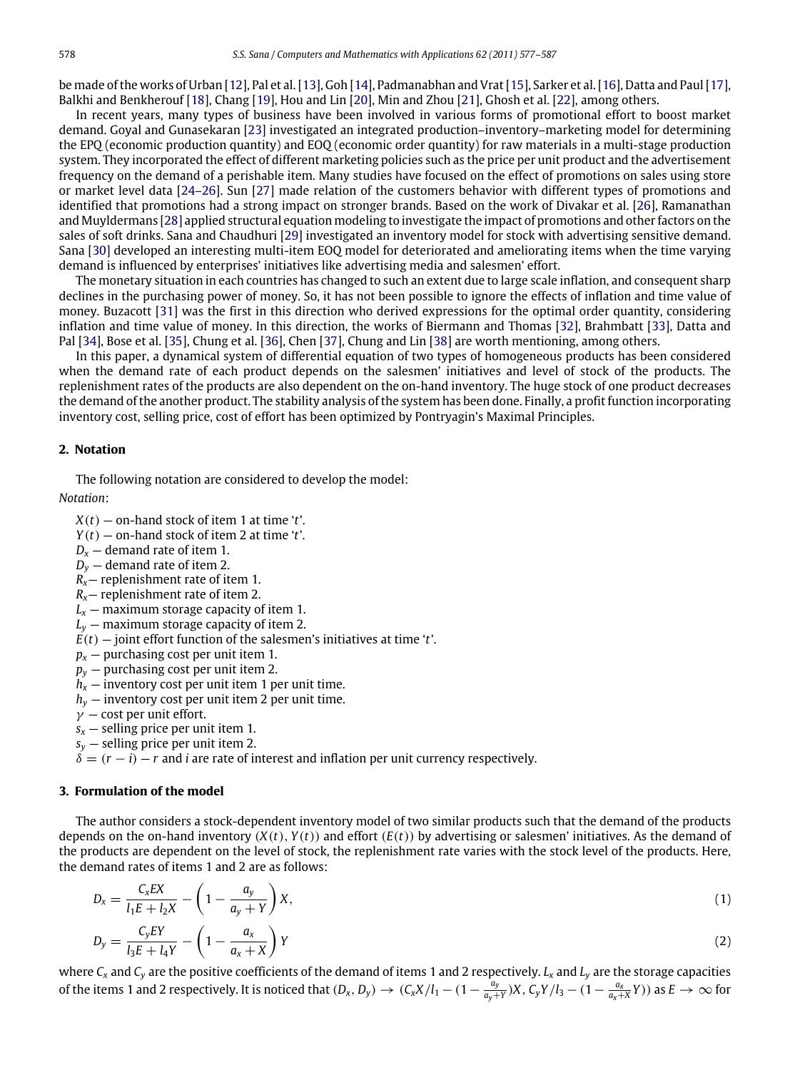be made of the works of Urban [12], Pal et al. [13], Goh [14], Padmanabhan and Vrat [15], Sarker et al. [16], Datta and Paul [17], Balkhi and Benkherouf [18], Chang [19], Hou and Lin [20], Min and Zhou [21], Ghosh et al. [22], among others.

In recent years, many types of business have been involved in various forms of promotional effort to boost market demand. Goyal and Gunasekaran [23] investigated an integrated production–inventory–marketing model for determining the EPQ (economic production quantity) and EOQ (economic order quantity) for raw materials in a multi-stage production system. They incorporated the effect of different marketing policies such as the price per unit product and the advertisement frequency on the demand of a perishable item. Many studies have focused on the effect of promotions on sales using store or market level data [24–26]. Sun [27] made relation of the customers behavior with different types of promotions and identified that promotions had a strong impact on stronger brands. Based on the work of Divakar et al. [26], Ramanathan and Muyldermans [28] applied structural equation modeling to investigate the impact of promotions and other factors on the sales of soft drinks. Sana and Chaudhuri [29] investigated an inventory model for stock with advertising sensitive demand. Sana [30] developed an interesting multi-item EOQ model for deteriorated and ameliorating items when the time varying demand is influenced by enterprises' initiatives like advertising media and salesmen' effort.

The monetary situation in each countries has changed to such an extent due to large scale inflation, and consequent sharp declines in the purchasing power of money. So, it has not been possible to ignore the effects of inflation and time value of money. Buzacott [31] was the first in this direction who derived expressions for the optimal order quantity, considering inflation and time value of money. In this direction, the works of Biermann and Thomas [32], Brahmbatt [33], Datta and Pal [34], Bose et al. [35], Chung et al. [36], Chen [37], Chung and Lin [38] are worth mentioning, among others.

In this paper, a dynamical system of differential equation of two types of homogeneous products has been considered when the demand rate of each product depends on the salesmen' initiatives and level of stock of the products. The replenishment rates of the products are also dependent on the on-hand inventory. The huge stock of one product decreases the demand of the another product. The stability analysis of the system has been done. Finally, a profit function incorporating inventory cost, selling price, cost of effort has been optimized by Pontryagin's Maximal Principles.

## 2. Notation

The following notation are considered to develop the model:

*Notation*:

$X(t)$ — on-hand stock of item 1 at time '$t$'.
$Y(t)$ — on-hand stock of item 2 at time '$t$'.
$D_x$ — demand rate of item 1.
$D_y$ — demand rate of item 2.
$R_x$— replenishment rate of item 1.
$R_x$— replenishment rate of item 2.
$L_x$ — maximum storage capacity of item 1.
$L_y$ — maximum storage capacity of item 2.
$E(t)$ — joint effort function of the salesmen's initiatives at time '$t$'.
$p_x$ — purchasing cost per unit item 1.
$p_y$ — purchasing cost per unit item 2.
$h_x$ — inventory cost per unit item 1 per unit time.
$h_y$ — inventory cost per unit item 2 per unit time.
$\gamma$ — cost per unit effort.
$s_x$ — selling price per unit item 1.
$s_y$ — selling price per unit item 2.
$\delta = (r - i) - r$ and $i$ are rate of interest and inflation per unit currency respectively.

## 3. Formulation of the model

The author considers a stock-dependent inventory model of two similar products such that the demand of the products depends on the on-hand inventory $(X(t), Y(t))$ and effort $(E(t))$ by advertising or salesmen' initiatives. As the demand of the products are dependent on the level of stock, the replenishment rate varies with the stock level of the products. Here, the demand rates of items 1 and 2 are as follows:

$$D_x = \frac{C_x EX}{l_1 E + l_2 X} - \left(1 - \frac{a_y}{a_y + Y}\right) X, \tag{1}$$

$$D_y = \frac{C_y EY}{l_3 E + l_4 Y} - \left(1 - \frac{a_x}{a_x + X}\right) Y \tag{2}$$

where $C_x$ and $C_y$ are the positive coefficients of the demand of items 1 and 2 respectively. $L_x$ and $L_y$ are the storage capacities of the items 1 and 2 respectively. It is noticed that $(D_x, D_y) \to (C_x X/l_1 - (1 - \frac{a_y}{a_y+Y})X, C_y Y/l_3 - (1 - \frac{a_x}{a_x+X}Y))$ as $E \to \infty$ for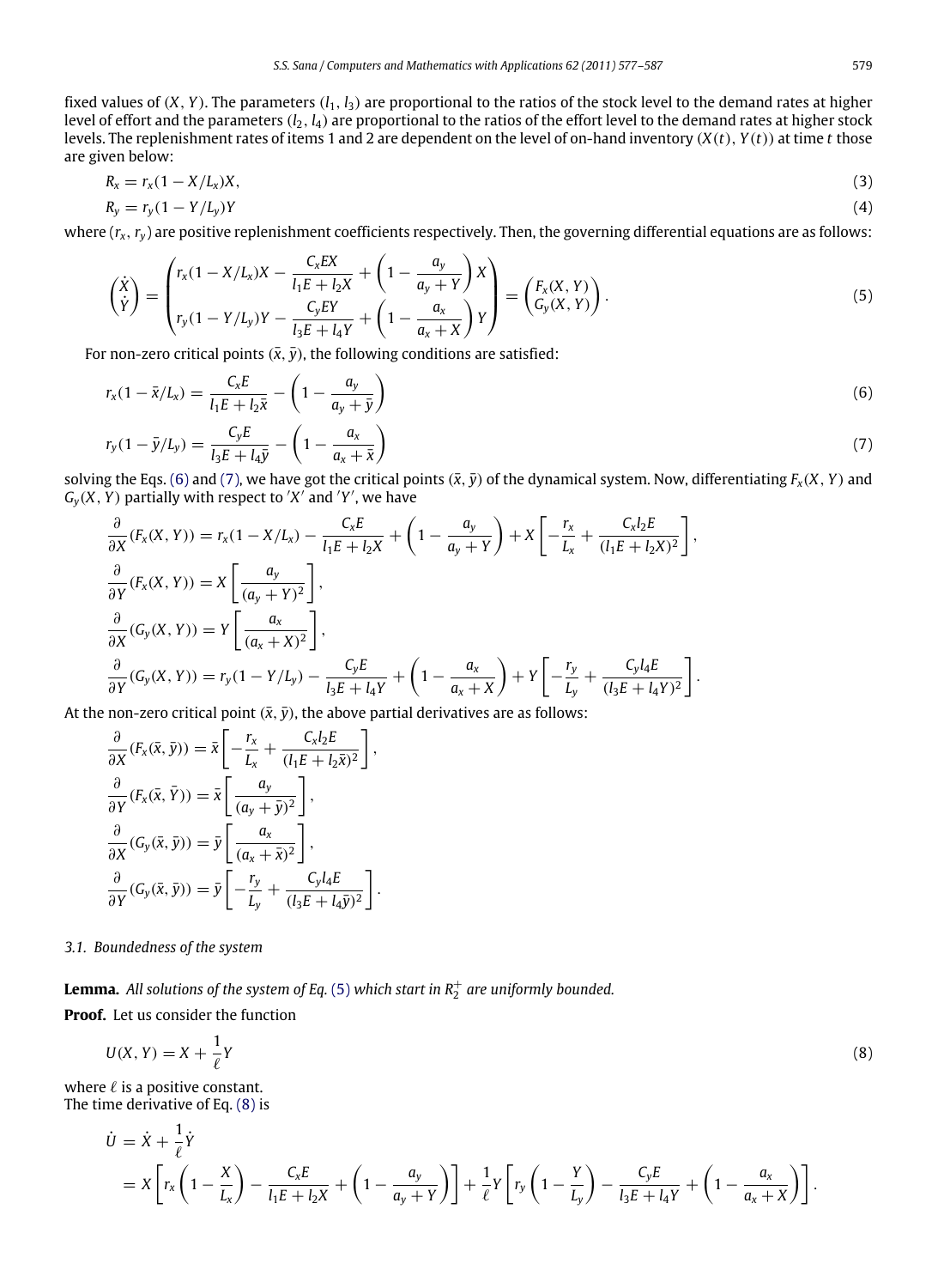fixed values of $(X, Y)$. The parameters $(l_1, l_3)$ are proportional to the ratios of the stock level to the demand rates at higher level of effort and the parameters $(l_2, l_4)$ are proportional to the ratios of the effort level to the demand rates at higher stock levels. The replenishment rates of items 1 and 2 are dependent on the level of on-hand inventory $(X(t), Y(t))$ at time $t$ those are given below:

$$R_x = r_x(1 - X/L_x)X, \tag{3}$$

$$R_y = r_y(1 - Y/L_y)Y \tag{4}$$

where $(r_x, r_y)$ are positive replenishment coefficients respectively. Then, the governing differential equations are as follows:

$$\begin{pmatrix} \dot{X} \\ \dot{Y} \end{pmatrix} = \begin{pmatrix} r_x(1 - X/L_x)X - \dfrac{C_x E X}{l_1 E + l_2 X} + \left(1 - \dfrac{a_y}{a_y + Y}\right) X \\ r_y(1 - Y/L_y)Y - \dfrac{C_y E Y}{l_3 E + l_4 Y} + \left(1 - \dfrac{a_x}{a_x + X}\right) Y \end{pmatrix} = \begin{pmatrix} F_x(X, Y) \\ G_y(X, Y) \end{pmatrix}. \tag{5}$$

For non-zero critical points $(\bar{x}, \bar{y})$, the following conditions are satisfied:

$$r_x(1 - \bar{x}/L_x) = \frac{C_x E}{l_1 E + l_2 \bar{x}} - \left(1 - \frac{a_y}{a_y + \bar{y}}\right) \tag{6}$$

$$r_y(1 - \bar{y}/L_y) = \frac{C_y E}{l_3 E + l_4 \bar{y}} - \left(1 - \frac{a_x}{a_x + \bar{x}}\right) \tag{7}$$

solving the Eqs. (6) and (7), we have got the critical points $(\bar{x}, \bar{y})$ of the dynamical system. Now, differentiating $F_x(X, Y)$ and $G_y(X, Y)$ partially with respect to '$X$' and '$Y$', we have

$$\frac{\partial}{\partial X}(F_x(X, Y)) = r_x(1 - X/L_x) - \frac{C_x E}{l_1 E + l_2 X} + \left(1 - \frac{a_y}{a_y + Y}\right) + X\left[-\frac{r_x}{L_x} + \frac{C_x l_2 E}{(l_1 E + l_2 X)^2}\right],$$

$$\frac{\partial}{\partial Y}(F_x(X, Y)) = X\left[\frac{a_y}{(a_y + Y)^2}\right],$$

$$\frac{\partial}{\partial X}(G_y(X, Y)) = Y\left[\frac{a_x}{(a_x + X)^2}\right],$$

$$\frac{\partial}{\partial Y}(G_y(X, Y)) = r_y(1 - Y/L_y) - \frac{C_y E}{l_3 E + l_4 Y} + \left(1 - \frac{a_x}{a_x + X}\right) + Y\left[-\frac{r_y}{L_y} + \frac{C_y l_4 E}{(l_3 E + l_4 Y)^2}\right].$$

At the non-zero critical point $(\bar{x}, \bar{y})$, the above partial derivatives are as follows:

$$\frac{\partial}{\partial X}(F_x(\bar{x}, \bar{y})) = \bar{x}\left[-\frac{r_x}{L_x} + \frac{C_x l_2 E}{(l_1 E + l_2 \bar{x})^2}\right],$$

$$\frac{\partial}{\partial Y}(F_x(\bar{x}, \bar{Y})) = \bar{x}\left[\frac{a_y}{(a_y + \bar{y})^2}\right],$$

$$\frac{\partial}{\partial X}(G_y(\bar{x}, \bar{y})) = \bar{y}\left[\frac{a_x}{(a_x + \bar{x})^2}\right],$$

$$\frac{\partial}{\partial Y}(G_y(\bar{x}, \bar{y})) = \bar{y}\left[-\frac{r_y}{L_y} + \frac{C_y l_4 E}{(l_3 E + l_4 \bar{y})^2}\right].$$

### 3.1. Boundedness of the system

**Lemma.** *All solutions of the system of Eq. (5) which start in $R_2^+$ are uniformly bounded.*

**Proof.** Let us consider the function

$$U(X, Y) = X + \frac{1}{\ell} Y \tag{8}$$

where $\ell$ is a positive constant.
The time derivative of Eq. (8) is

$$\begin{aligned} \dot{U} &= \dot{X} + \frac{1}{\ell}\dot{Y} \\ &= X\left[r_x\left(1 - \frac{X}{L_x}\right) - \frac{C_x E}{l_1 E + l_2 X} + \left(1 - \frac{a_y}{a_y + Y}\right)\right] + \frac{1}{\ell} Y\left[r_y\left(1 - \frac{Y}{L_y}\right) - \frac{C_y E}{l_3 E + l_4 Y} + \left(1 - \frac{a_x}{a_x + X}\right)\right]. \end{aligned}$$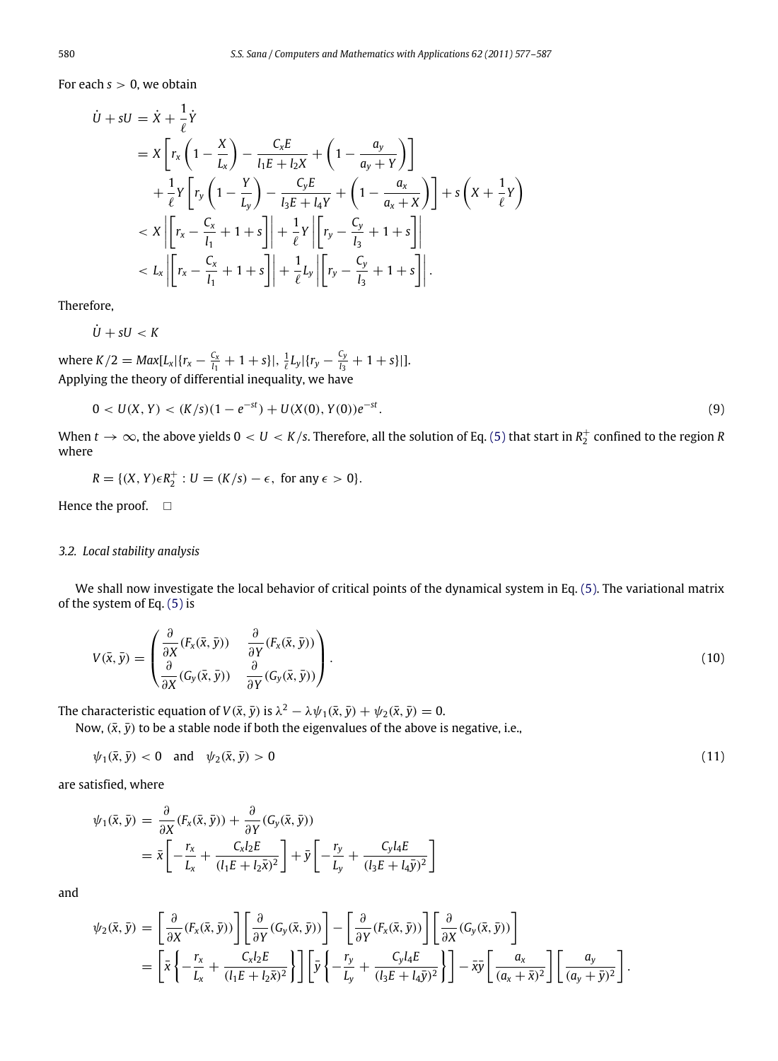For each $s > 0$, we obtain

$$
\begin{aligned}
\dot{U} + sU &= \dot{X} + \frac{1}{\ell}\dot{Y} \\
&= X\left[r_x\left(1 - \frac{X}{L_x}\right) - \frac{C_x E}{l_1 E + l_2 X} + \left(1 - \frac{a_y}{a_y + Y}\right)\right] \\
&\quad + \frac{1}{\ell}Y\left[r_y\left(1 - \frac{Y}{L_y}\right) - \frac{C_y E}{l_3 E + l_4 Y} + \left(1 - \frac{a_x}{a_x + X}\right)\right] + s\left(X + \frac{1}{\ell}Y\right) \\
&< X\left|\left[r_x - \frac{C_x}{l_1} + 1 + s\right]\right| + \frac{1}{\ell}Y\left|\left[r_y - \frac{C_y}{l_3} + 1 + s\right]\right| \\
&< L_x\left|\left[r_x - \frac{C_x}{l_1} + 1 + s\right]\right| + \frac{1}{\ell}L_y\left|\left[r_y - \frac{C_y}{l_3} + 1 + s\right]\right|.
\end{aligned}
$$

Therefore,

$$
\dot{U} + sU < K
$$

where $K/2 = Max[L_x|\{r_x - \frac{C_x}{l_1} + 1 + s\}|, \frac{1}{\ell}L_y|\{r_y - \frac{C_y}{l_3} + 1 + s\}|]$.
Applying the theory of differential inequality, we have

$$
0 < U(X, Y) < (K/s)(1 - e^{-st}) + U(X(0), Y(0))e^{-st}. \tag{9}
$$

When $t \to \infty$, the above yields $0 < U < K/s$. Therefore, all the solution of Eq. (5) that start in $R_2^+$ confined to the region $R$ where

$$
R = \{(X, Y)\epsilon R_2^+ : U = (K/s) - \epsilon, \text{ for any } \epsilon > 0\}.
$$

Hence the proof. □

### 3.2. Local stability analysis

We shall now investigate the local behavior of critical points of the dynamical system in Eq. (5). The variational matrix of the system of Eq. (5) is

$$
V(\bar{x}, \bar{y}) = \begin{pmatrix} \dfrac{\partial}{\partial X}(F_x(\bar{x}, \bar{y})) & \dfrac{\partial}{\partial Y}(F_x(\bar{x}, \bar{y})) \\ \dfrac{\partial}{\partial X}(G_y(\bar{x}, \bar{y})) & \dfrac{\partial}{\partial Y}(G_y(\bar{x}, \bar{y})) \end{pmatrix}. \tag{10}
$$

The characteristic equation of $V(\bar{x}, \bar{y})$ is $\lambda^2 - \lambda\psi_1(\bar{x}, \bar{y}) + \psi_2(\bar{x}, \bar{y}) = 0$.

Now, $(\bar{x}, \bar{y})$ to be a stable node if both the eigenvalues of the above is negative, i.e.,

$$
\psi_1(\bar{x}, \bar{y}) < 0 \quad \text{and} \quad \psi_2(\bar{x}, \bar{y}) > 0 \tag{11}
$$

are satisfied, where

$$
\begin{aligned}
\psi_1(\bar{x}, \bar{y}) &= \frac{\partial}{\partial X}(F_x(\bar{x}, \bar{y})) + \frac{\partial}{\partial Y}(G_y(\bar{x}, \bar{y})) \\
&= \bar{x}\left[-\frac{r_x}{L_x} + \frac{C_x l_2 E}{(l_1 E + l_2 \bar{x})^2}\right] + \bar{y}\left[-\frac{r_y}{L_y} + \frac{C_y l_4 E}{(l_3 E + l_4 \bar{y})^2}\right]
\end{aligned}
$$

and

$$
\begin{aligned}
\psi_2(\bar{x}, \bar{y}) &= \left[\frac{\partial}{\partial X}(F_x(\bar{x}, \bar{y}))\right]\left[\frac{\partial}{\partial Y}(G_y(\bar{x}, \bar{y}))\right] - \left[\frac{\partial}{\partial Y}(F_x(\bar{x}, \bar{y}))\right]\left[\frac{\partial}{\partial X}(G_y(\bar{x}, \bar{y}))\right] \\
&= \left[\bar{x}\left\{-\frac{r_x}{L_x} + \frac{C_x l_2 E}{(l_1 E + l_2 \bar{x})^2}\right\}\right]\left[\bar{y}\left\{-\frac{r_y}{L_y} + \frac{C_y l_4 E}{(l_3 E + l_4 \bar{y})^2}\right\}\right] - \bar{x}\bar{y}\left[\frac{a_x}{(a_x + \bar{x})^2}\right]\left[\frac{a_y}{(a_y + \bar{y})^2}\right].
\end{aligned}
$$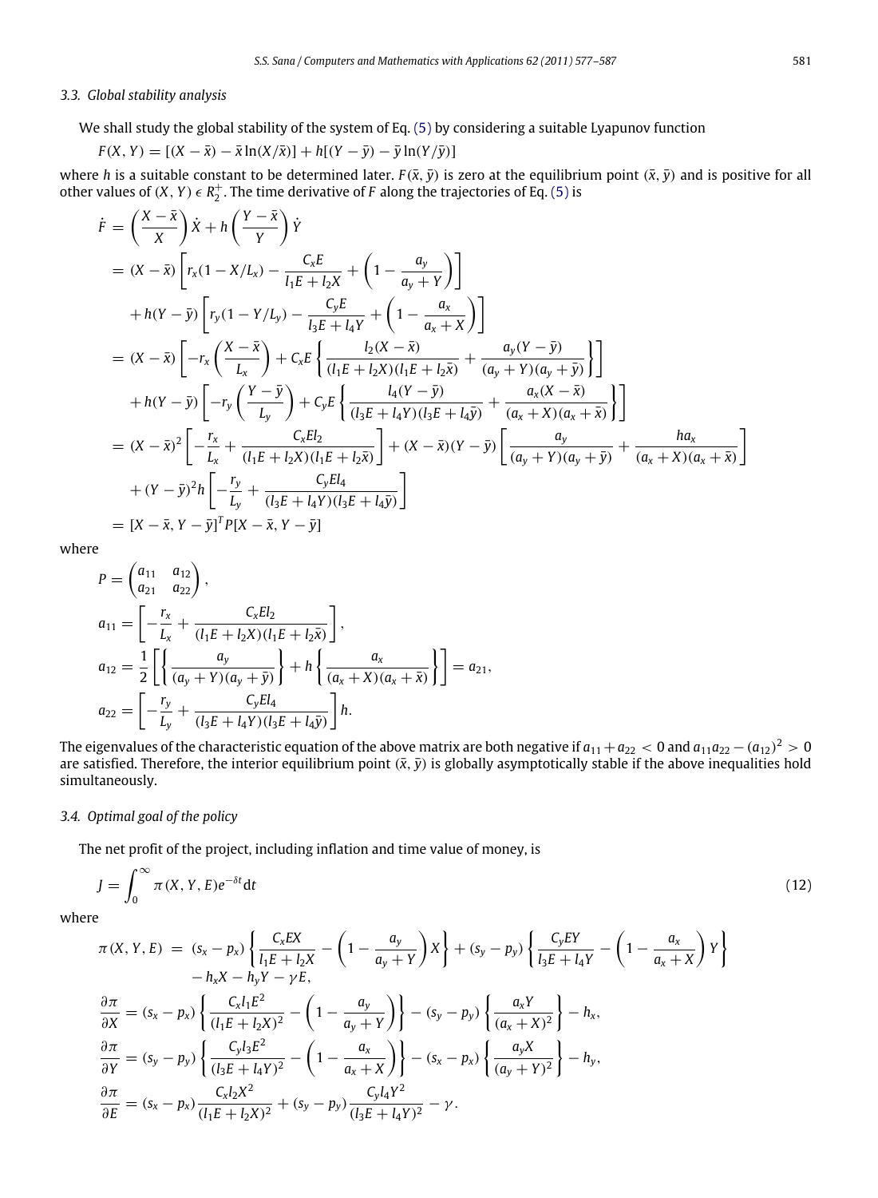### 3.3. Global stability analysis

We shall study the global stability of the system of Eq. (5) by considering a suitable Lyapunov function

$$F(X, Y) = [(X - \bar{x}) - \bar{x}\ln(X/\bar{x})] + h[(Y - \bar{y}) - \bar{y}\ln(Y/\bar{y})]$$

where $h$ is a suitable constant to be determined later. $F(\bar{x}, \bar{y})$ is zero at the equilibrium point $(\bar{x}, \bar{y})$ and is positive for all other values of $(X, Y) \in R_2^+$. The time derivative of $F$ along the trajectories of Eq. (5) is

$$\begin{aligned}
\dot{F} &= \left(\frac{X - \bar{x}}{X}\right)\dot{X} + h\left(\frac{Y - \bar{y}}{Y}\right)\dot{Y} \\
&= (X - \bar{x})\left[r_x(1 - X/L_x) - \frac{C_x E}{l_1 E + l_2 X} + \left(1 - \frac{a_y}{a_y + Y}\right)\right] \\
&\quad + h(Y - \bar{y})\left[r_y(1 - Y/L_y) - \frac{C_y E}{l_3 E + l_4 Y} + \left(1 - \frac{a_x}{a_x + X}\right)\right] \\
&= (X - \bar{x})\left[-r_x\left(\frac{X - \bar{x}}{L_x}\right) + C_x E\left\{\frac{l_2(X - \bar{x})}{(l_1 E + l_2 X)(l_1 E + l_2 \bar{x})} + \frac{a_y(Y - \bar{y})}{(a_y + Y)(a_y + \bar{y})}\right\}\right] \\
&\quad + h(Y - \bar{y})\left[-r_y\left(\frac{Y - \bar{y}}{L_y}\right) + C_y E\left\{\frac{l_4(Y - \bar{y})}{(l_3 E + l_4 Y)(l_3 E + l_4 \bar{y})} + \frac{a_x(X - \bar{x})}{(a_x + X)(a_x + \bar{x})}\right\}\right] \\
&= (X - \bar{x})^2\left[-\frac{r_x}{L_x} + \frac{C_x E l_2}{(l_1 E + l_2 X)(l_1 E + l_2 \bar{x})}\right] + (X - \bar{x})(Y - \bar{y})\left[\frac{a_y}{(a_y + Y)(a_y + \bar{y})} + \frac{h a_x}{(a_x + X)(a_x + \bar{x})}\right] \\
&\quad + (Y - \bar{y})^2 h\left[-\frac{r_y}{L_y} + \frac{C_y E l_4}{(l_3 E + l_4 Y)(l_3 E + l_4 \bar{y})}\right] \\
&= [X - \bar{x}, Y - \bar{y}]^T P [X - \bar{x}, Y - \bar{y}]
\end{aligned}$$

where

$$P = \begin{pmatrix} a_{11} & a_{12} \\ a_{21} & a_{22} \end{pmatrix},$$

$$a_{11} = \left[-\frac{r_x}{L_x} + \frac{C_x E l_2}{(l_1 E + l_2 X)(l_1 E + l_2 \bar{x})}\right],$$

$$a_{12} = \frac{1}{2}\left[\left\{\frac{a_y}{(a_y + Y)(a_y + \bar{y})}\right\} + h\left\{\frac{a_x}{(a_x + X)(a_x + \bar{x})}\right\}\right] = a_{21},$$

$$a_{22} = \left[-\frac{r_y}{L_y} + \frac{C_y E l_4}{(l_3 E + l_4 Y)(l_3 E + l_4 \bar{y})}\right] h.$$

The eigenvalues of the characteristic equation of the above matrix are both negative if $a_{11} + a_{22} < 0$ and $a_{11}a_{22} - (a_{12})^2 > 0$ are satisfied. Therefore, the interior equilibrium point $(\bar{x}, \bar{y})$ is globally asymptotically stable if the above inequalities hold simultaneously.

### 3.4. Optimal goal of the policy

The net profit of the project, including inflation and time value of money, is

$$J = \int_0^\infty \pi(X, Y, E)e^{-\delta t}\mathrm{d}t \tag{12}$$

where

$$\begin{aligned}
\pi(X, Y, E) &= (s_x - p_x)\left\{\frac{C_x E X}{l_1 E + l_2 X} - \left(1 - \frac{a_y}{a_y + Y}\right)X\right\} + (s_y - p_y)\left\{\frac{C_y E Y}{l_3 E + l_4 Y} - \left(1 - \frac{a_x}{a_x + X}\right)Y\right\} \\
&\quad - h_x X - h_y Y - \gamma E,
\end{aligned}$$

$$\frac{\partial \pi}{\partial X} = (s_x - p_x)\left\{\frac{C_x l_1 E^2}{(l_1 E + l_2 X)^2} - \left(1 - \frac{a_y}{a_y + Y}\right)\right\} - (s_y - p_y)\left\{\frac{a_x Y}{(a_x + X)^2}\right\} - h_x,$$

$$\frac{\partial \pi}{\partial Y} = (s_y - p_y)\left\{\frac{C_y l_3 E^2}{(l_3 E + l_4 Y)^2} - \left(1 - \frac{a_x}{a_x + X}\right)\right\} - (s_x - p_x)\left\{\frac{a_y X}{(a_y + Y)^2}\right\} - h_y,$$

$$\frac{\partial \pi}{\partial E} = (s_x - p_x)\frac{C_x l_2 X^2}{(l_1 E + l_2 X)^2} + (s_y - p_y)\frac{C_y l_4 Y^2}{(l_3 E + l_4 Y)^2} - \gamma.$$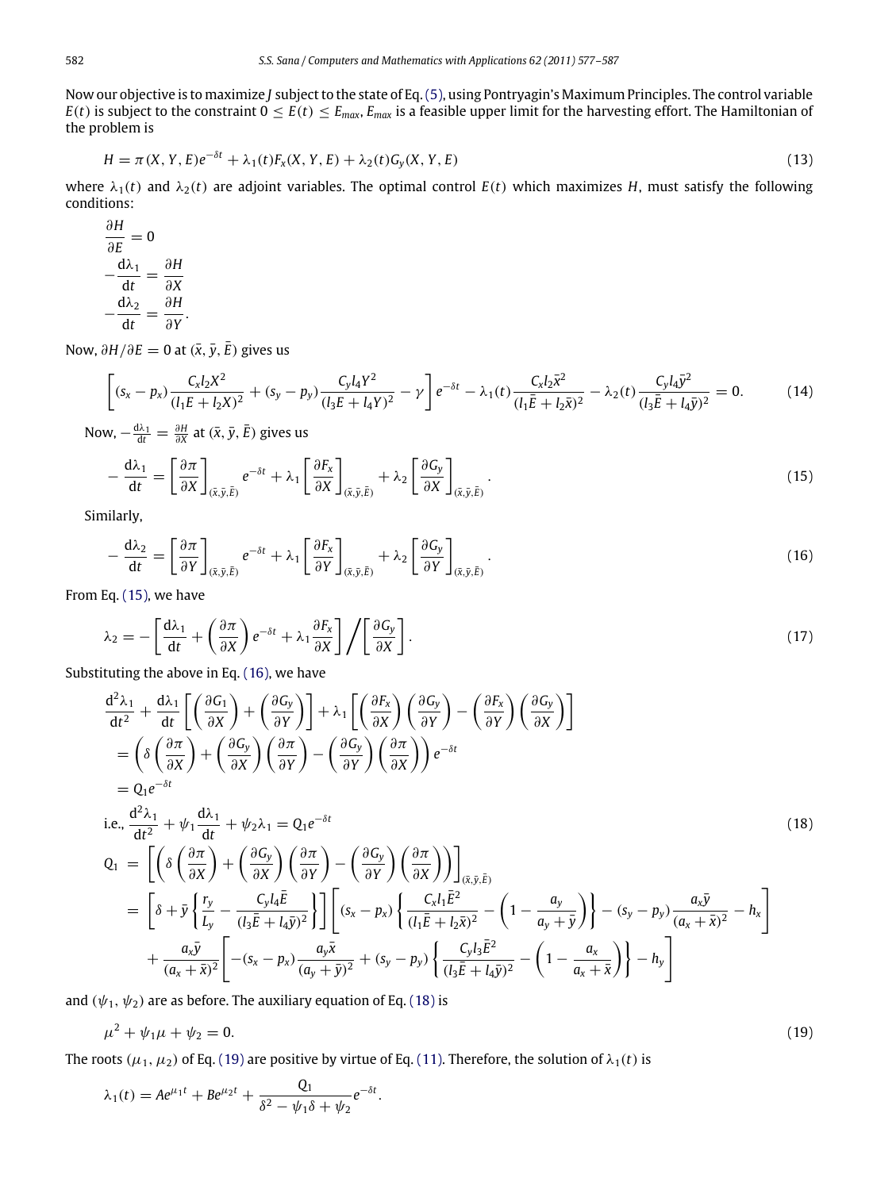Now our objective is to maximize $J$ subject to the state of Eq. (5), using Pontryagin's Maximum Principles. The control variable $E(t)$ is subject to the constraint $0 \le E(t) \le E_{max}$, $E_{max}$ is a feasible upper limit for the harvesting effort. The Hamiltonian of the problem is

$$H = \pi(X, Y, E)e^{-\delta t} + \lambda_1(t)F_x(X, Y, E) + \lambda_2(t)G_y(X, Y, E) \tag{13}$$

where $\lambda_1(t)$ and $\lambda_2(t)$ are adjoint variables. The optimal control $E(t)$ which maximizes $H$, must satisfy the following conditions:

$$\frac{\partial H}{\partial E} = 0$$

$$-\frac{d\lambda_1}{dt} = \frac{\partial H}{\partial X}$$

$$-\frac{d\lambda_2}{dt} = \frac{\partial H}{\partial Y}.$$

Now, $\partial H/\partial E = 0$ at $(\bar{x}, \bar{y}, \bar{E})$ gives us

$$\left[(s_x - p_x)\frac{C_x l_2 X^2}{(l_1 E + l_2 X)^2} + (s_y - p_y)\frac{C_y l_4 Y^2}{(l_3 E + l_4 Y)^2} - \gamma\right]e^{-\delta t} - \lambda_1(t)\frac{C_x l_2 \bar{x}^2}{(l_1 \bar{E} + l_2 \bar{x})^2} - \lambda_2(t)\frac{C_y l_4 \bar{y}^2}{(l_3 \bar{E} + l_4 \bar{y})^2} = 0. \tag{14}$$

Now, $-\frac{d\lambda_1}{dt} = \frac{\partial H}{\partial X}$ at $(\bar{x}, \bar{y}, \bar{E})$ gives us

$$-\frac{d\lambda_1}{dt} = \left[\frac{\partial \pi}{\partial X}\right]_{(\bar{x},\bar{y},\bar{E})} e^{-\delta t} + \lambda_1\left[\frac{\partial F_x}{\partial X}\right]_{(\bar{x},\bar{y},\bar{E})} + \lambda_2\left[\frac{\partial G_y}{\partial X}\right]_{(\bar{x},\bar{y},\bar{E})}. \tag{15}$$

Similarly,

$$-\frac{d\lambda_2}{dt} = \left[\frac{\partial \pi}{\partial Y}\right]_{(\bar{x},\bar{y},\bar{E})} e^{-\delta t} + \lambda_1\left[\frac{\partial F_x}{\partial Y}\right]_{(\bar{x},\bar{y},\bar{E})} + \lambda_2\left[\frac{\partial G_y}{\partial Y}\right]_{(\bar{x},\bar{y},\bar{E})}. \tag{16}$$

From Eq. (15), we have

$$\lambda_2 = -\left[\frac{d\lambda_1}{dt} + \left(\frac{\partial \pi}{\partial X}\right)e^{-\delta t} + \lambda_1\frac{\partial F_x}{\partial X}\right] \Big/ \left[\frac{\partial G_y}{\partial X}\right]. \tag{17}$$

Substituting the above in Eq. (16), we have

$$\begin{aligned}
&\frac{d^2\lambda_1}{dt^2} + \frac{d\lambda_1}{dt}\left[\left(\frac{\partial G_1}{\partial X}\right) + \left(\frac{\partial G_y}{\partial Y}\right)\right] + \lambda_1\left[\left(\frac{\partial F_x}{\partial X}\right)\left(\frac{\partial G_y}{\partial Y}\right) - \left(\frac{\partial F_x}{\partial Y}\right)\left(\frac{\partial G_y}{\partial X}\right)\right] \\
&= \left(\delta\left(\frac{\partial \pi}{\partial X}\right) + \left(\frac{\partial G_y}{\partial X}\right)\left(\frac{\partial \pi}{\partial Y}\right) - \left(\frac{\partial G_y}{\partial Y}\right)\left(\frac{\partial \pi}{\partial X}\right)\right)e^{-\delta t} \\
&= Q_1 e^{-\delta t}
\end{aligned}$$

$$\text{i.e.,}\ \frac{d^2\lambda_1}{dt^2} + \psi_1\frac{d\lambda_1}{dt} + \psi_2\lambda_1 = Q_1 e^{-\delta t} \tag{18}$$

$$\begin{aligned}
Q_1 &= \left[\left(\delta\left(\frac{\partial \pi}{\partial X}\right) + \left(\frac{\partial G_y}{\partial X}\right)\left(\frac{\partial \pi}{\partial Y}\right) - \left(\frac{\partial G_y}{\partial Y}\right)\left(\frac{\partial \pi}{\partial X}\right)\right)\right]_{(\bar{x},\bar{y},\bar{E})} \\
&= \left[\delta + \bar{y}\left\{\frac{r_y}{L_y} - \frac{C_y l_4 \bar{E}}{(l_3\bar{E} + l_4\bar{y})^2}\right\}\right]\left[(s_x - p_x)\left\{\frac{C_x l_1 \bar{E}^2}{(l_1\bar{E} + l_2\bar{x})^2} - \left(1 - \frac{a_y}{a_y + \bar{y}}\right)\right\} - (s_y - p_y)\frac{a_x\bar{y}}{(a_x + \bar{x})^2} - h_x\right] \\
&\quad + \frac{a_x\bar{y}}{(a_x + \bar{x})^2}\left[-(s_x - p_x)\frac{a_y\bar{x}}{(a_y + \bar{y})^2} + (s_y - p_y)\left\{\frac{C_y l_3 \bar{E}^2}{(l_3\bar{E} + l_4\bar{y})^2} - \left(1 - \frac{a_x}{a_x + \bar{x}}\right)\right\} - h_y\right]
\end{aligned}$$

and $(\psi_1, \psi_2)$ are as before. The auxiliary equation of Eq. (18) is

$$\mu^2 + \psi_1\mu + \psi_2 = 0. \tag{19}$$

The roots $(\mu_1, \mu_2)$ of Eq. (19) are positive by virtue of Eq. (11). Therefore, the solution of $\lambda_1(t)$ is

$$\lambda_1(t) = Ae^{\mu_1 t} + Be^{\mu_2 t} + \frac{Q_1}{\delta^2 - \psi_1\delta + \psi_2}e^{-\delta t}.$$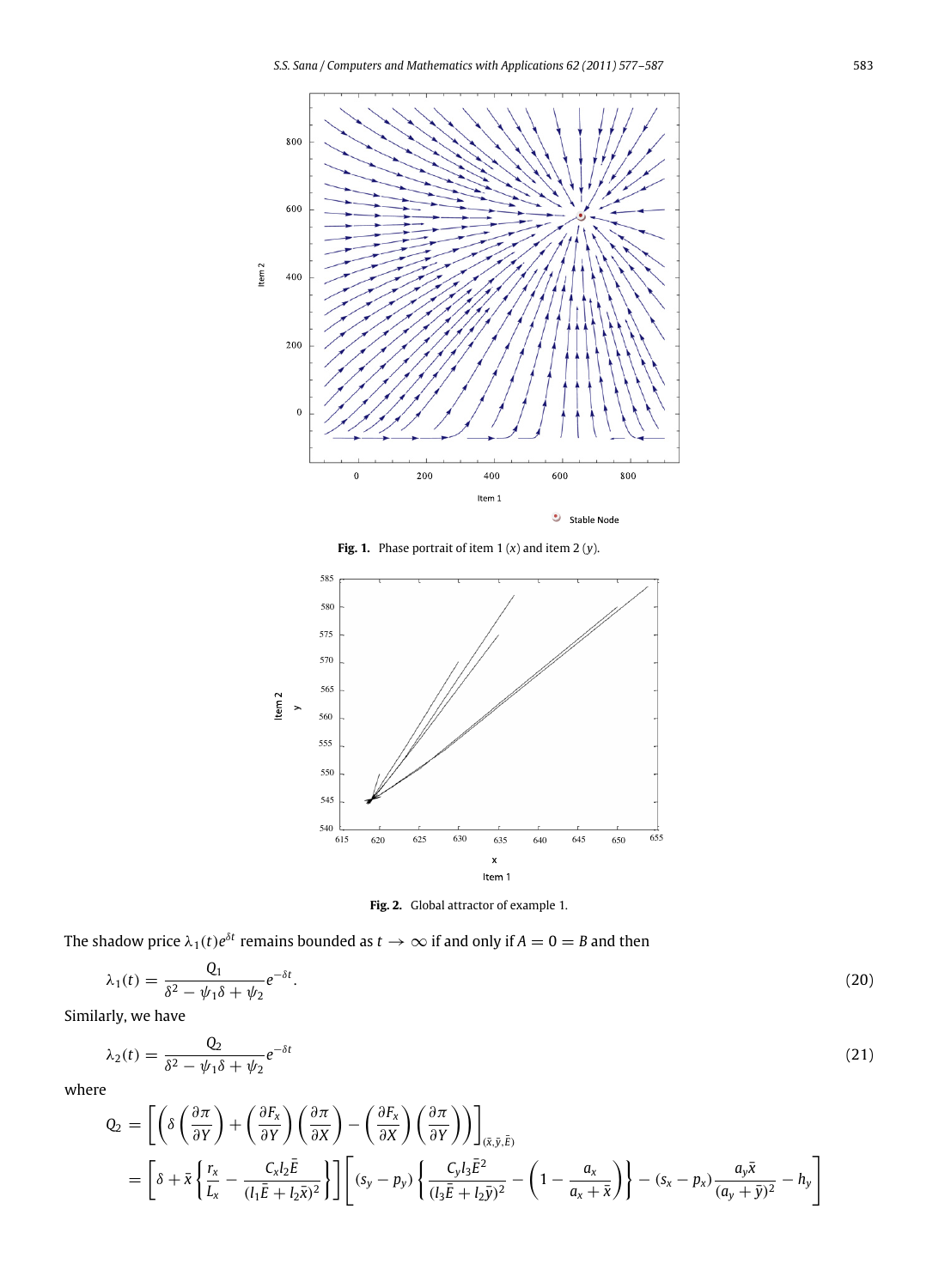**Fig. 1.** Phase portrait of item 1 ($x$) and item 2 ($y$).

**Fig. 2.** Global attractor of example 1.

The shadow price $\lambda_1(t)e^{\delta t}$ remains bounded as $t \to \infty$ if and only if $A = 0 = B$ and then

$$\lambda_1(t) = \frac{Q_1}{\delta^2 - \psi_1\delta + \psi_2} e^{-\delta t}. \tag{20}$$

Similarly, we have

$$\lambda_2(t) = \frac{Q_2}{\delta^2 - \psi_1\delta + \psi_2} e^{-\delta t} \tag{21}$$

where

$$\begin{aligned} Q_2 &= \left[ \left( \delta \left( \frac{\partial \pi}{\partial Y} \right) + \left( \frac{\partial F_x}{\partial Y} \right) \left( \frac{\partial \pi}{\partial X} \right) - \left( \frac{\partial F_x}{\partial X} \right) \left( \frac{\partial \pi}{\partial Y} \right) \right) \right]_{(\bar{x}, \bar{y}, \bar{E})} \\ &= \left[ \delta + \bar{x} \left\{ \frac{r_x}{L_x} - \frac{C_x l_2 \bar{E}}{(l_1 \bar{E} + l_2 \bar{x})^2} \right\} \right] \left[ (s_y - p_y) \left\{ \frac{C_y l_3 \bar{E}^2}{(l_3 \bar{E} + l_2 \bar{y})^2} - \left( 1 - \frac{a_x}{a_x + \bar{x}} \right) \right\} - (s_x - p_x) \frac{a_y \bar{x}}{(a_y + \bar{y})^2} - h_y \right] \end{aligned}$$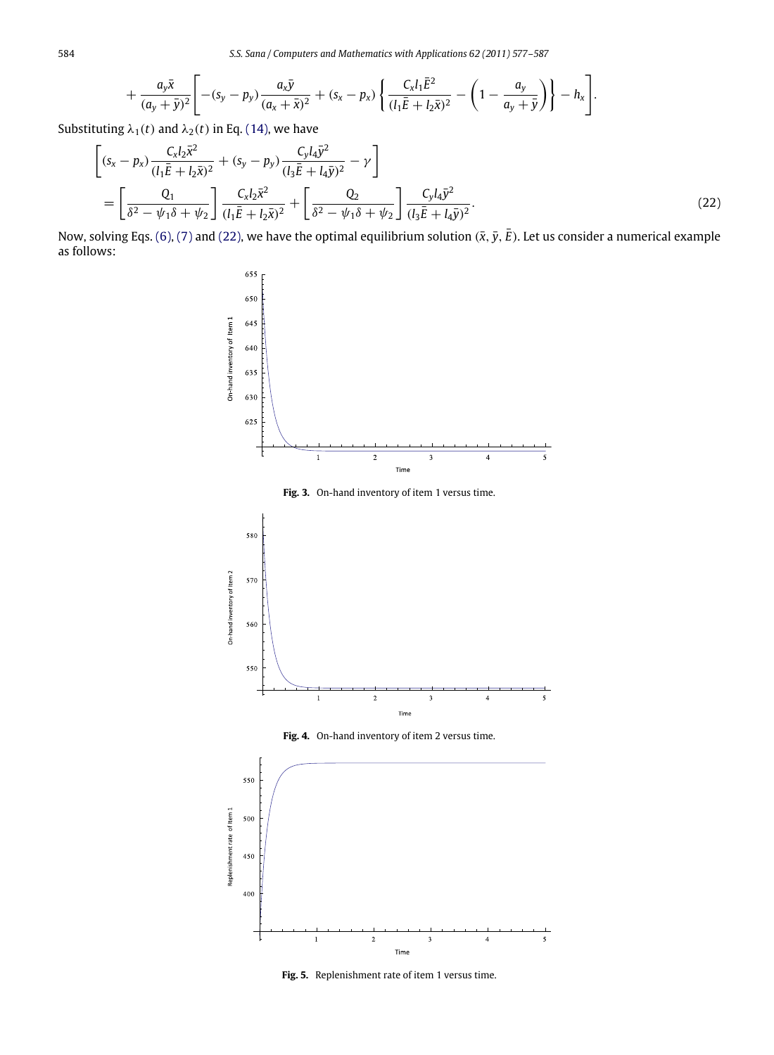$$+\frac{a_y\bar{x}}{(a_y+\bar{y})^2}\left[-(s_y-p_y)\frac{a_x\bar{y}}{(a_x+\bar{x})^2}+(s_x-p_x)\left\{\frac{C_x l_1\bar{E}^2}{(l_1\bar{E}+l_2\bar{x})^2}-\left(1-\frac{a_y}{a_y+\bar{y}}\right)\right\}-h_x\right].$$

Substituting $\lambda_1(t)$ and $\lambda_2(t)$ in Eq. (14), we have

$$\left[(s_x-p_x)\frac{C_x l_2\bar{x}^2}{(l_1\bar{E}+l_2\bar{x})^2}+(s_y-p_y)\frac{C_y l_4\bar{y}^2}{(l_3\bar{E}+l_4\bar{y})^2}-\gamma\right]$$
$$=\left[\frac{Q_1}{\delta^2-\psi_1\delta+\psi_2}\right]\frac{C_x l_2\bar{x}^2}{(l_1\bar{E}+l_2\bar{x})^2}+\left[\frac{Q_2}{\delta^2-\psi_1\delta+\psi_2}\right]\frac{C_y l_4\bar{y}^2}{(l_3\bar{E}+l_4\bar{y})^2}. \tag{22}$$

Now, solving Eqs. (6), (7) and (22), we have the optimal equilibrium solution $(\bar{x},\bar{y},\bar{E})$. Let us consider a numerical example as follows:

**Fig. 3.** On-hand inventory of item 1 versus time.

**Fig. 4.** On-hand inventory of item 2 versus time.

**Fig. 5.** Replenishment rate of item 1 versus time.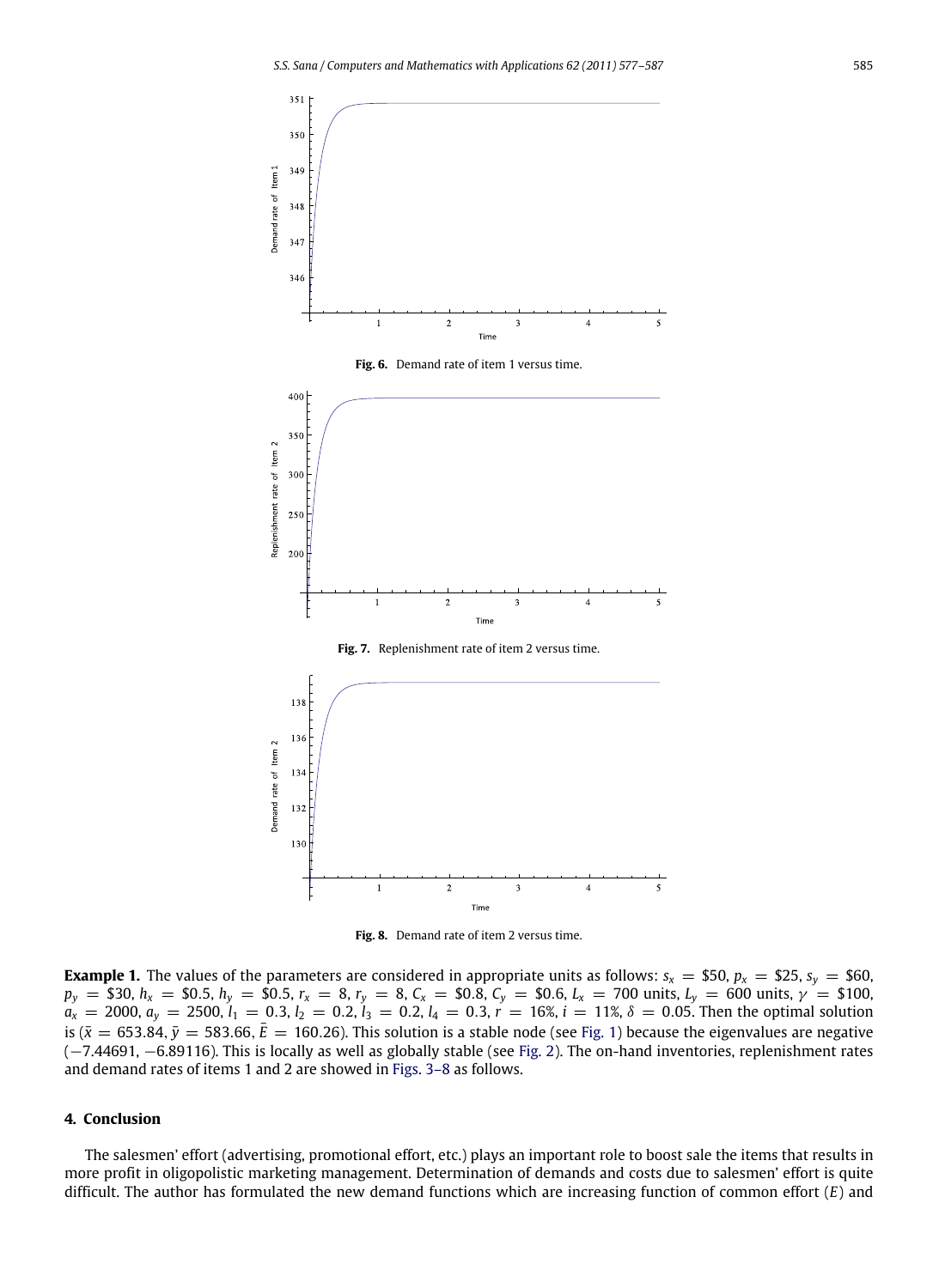Fig. 6. Demand rate of item 1 versus time.

Fig. 7. Replenishment rate of item 2 versus time.

Fig. 8. Demand rate of item 2 versus time.

**Example 1.** The values of the parameters are considered in appropriate units as follows: $s_x = \$50$, $p_x = \$25$, $s_y = \$60$, $p_y = \$30$, $h_x = \$0.5$, $h_y = \$0.5$, $r_x = 8$, $r_y = 8$, $C_x = \$0.8$, $C_y = \$0.6$, $L_x = 700$ units, $L_y = 600$ units, $\gamma = \$100$, $a_x = 2000$, $a_y = 2500$, $l_1 = 0.3$, $l_2 = 0.2$, $l_3 = 0.2$, $l_4 = 0.3$, $r = 16\%$, $i = 11\%$, $\delta = 0.05$. Then the optimal solution is ($\bar{x} = 653.84$, $\bar{y} = 583.66$, $\bar{E} = 160.26$). This solution is a stable node (see Fig. 1) because the eigenvalues are negative ($-7.44691$, $-6.89116$). This is locally as well as globally stable (see Fig. 2). The on-hand inventories, replenishment rates and demand rates of items 1 and 2 are showed in Figs. 3–8 as follows.

## 4. Conclusion

The salesmen' effort (advertising, promotional effort, etc.) plays an important role to boost sale the items that results in more profit in oligopolistic marketing management. Determination of demands and costs due to salesmen' effort is quite difficult. The author has formulated the new demand functions which are increasing function of common effort ($E$) and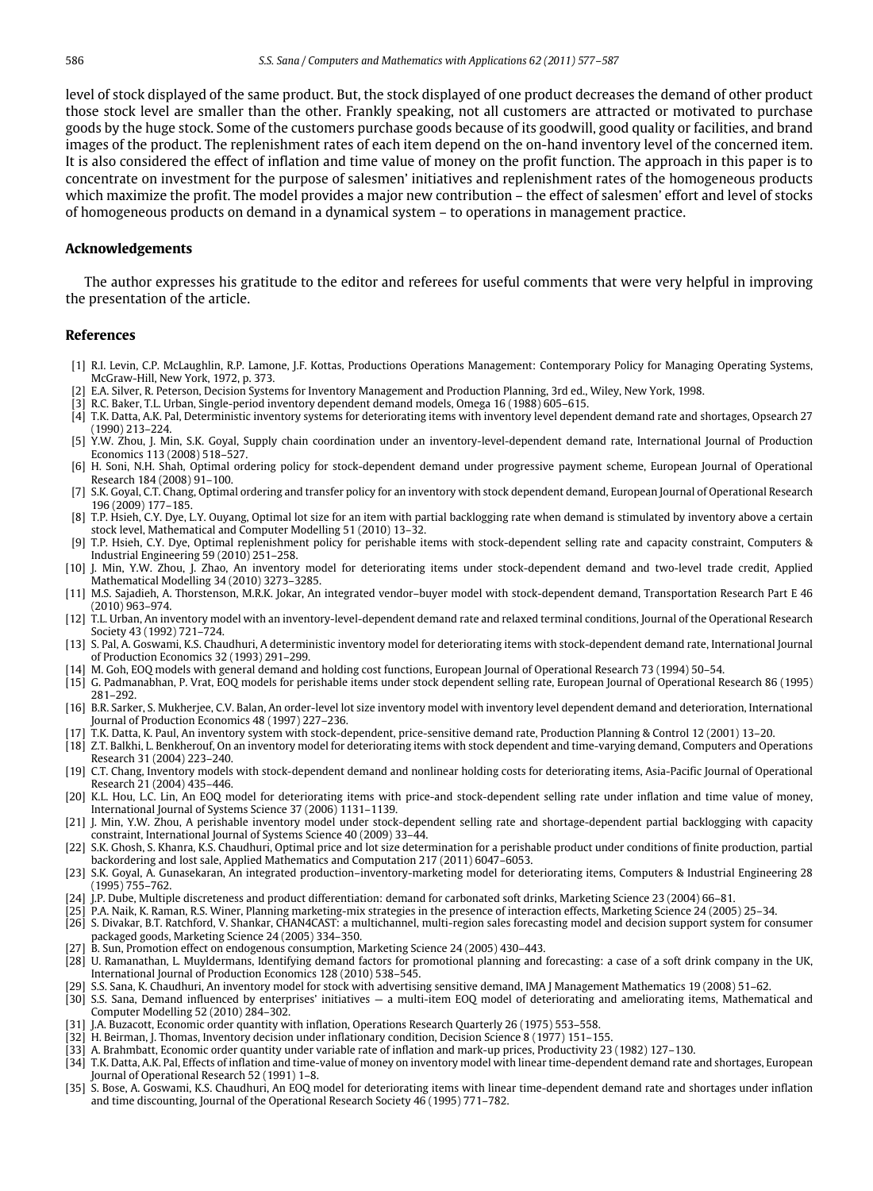level of stock displayed of the same product. But, the stock displayed of one product decreases the demand of other product those stock level are smaller than the other. Frankly speaking, not all customers are attracted or motivated to purchase goods by the huge stock. Some of the customers purchase goods because of its goodwill, good quality or facilities, and brand images of the product. The replenishment rates of each item depend on the on-hand inventory level of the concerned item. It is also considered the effect of inflation and time value of money on the profit function. The approach in this paper is to concentrate on investment for the purpose of salesmen' initiatives and replenishment rates of the homogeneous products which maximize the profit. The model provides a major new contribution – the effect of salesmen' effort and level of stocks of homogeneous products on demand in a dynamical system – to operations in management practice.

## Acknowledgements

The author expresses his gratitude to the editor and referees for useful comments that were very helpful in improving the presentation of the article.

## References

[1] R.I. Levin, C.P. McLaughlin, R.P. Lamone, J.F. Kottas, Productions Operations Management: Contemporary Policy for Managing Operating Systems, McGraw-Hill, New York, 1972, p. 373.

[2] E.A. Silver, R. Peterson, Decision Systems for Inventory Management and Production Planning, 3rd ed., Wiley, New York, 1998.

[3] R.C. Baker, T.L. Urban, Single-period inventory dependent demand models, Omega 16 (1988) 605–615.

[4] T.K. Datta, A.K. Pal, Deterministic inventory systems for deteriorating items with inventory level dependent demand rate and shortages, Opsearch 27 (1990) 213–224.

[5] Y.W. Zhou, J. Min, S.K. Goyal, Supply chain coordination under an inventory-level-dependent demand rate, International Journal of Production Economics 113 (2008) 518–527.

[6] H. Soni, N.H. Shah, Optimal ordering policy for stock-dependent demand under progressive payment scheme, European Journal of Operational Research 184 (2008) 91–100.

[7] S.K. Goyal, C.T. Chang, Optimal ordering and transfer policy for an inventory with stock dependent demand, European Journal of Operational Research 196 (2009) 177–185.

[8] T.P. Hsieh, C.Y. Dye, L.Y. Ouyang, Optimal lot size for an item with partial backlogging rate when demand is stimulated by inventory above a certain stock level, Mathematical and Computer Modelling 51 (2010) 13–32.

[9] T.P. Hsieh, C.Y. Dye, Optimal replenishment policy for perishable items with stock-dependent selling rate and capacity constraint, Computers & Industrial Engineering 59 (2010) 251–258.

[10] J. Min, Y.W. Zhou, J. Zhao, An inventory model for deteriorating items under stock-dependent demand and two-level trade credit, Applied Mathematical Modelling 34 (2010) 3273–3285.

[11] M.S. Sajadieh, A. Thorstenson, M.R.K. Jokar, An integrated vendor–buyer model with stock-dependent demand, Transportation Research Part E 46 (2010) 963–974.

[12] T.L. Urban, An inventory model with an inventory-level-dependent demand rate and relaxed terminal conditions, Journal of the Operational Research Society 43 (1992) 721–724.

[13] S. Pal, A. Goswami, K.S. Chaudhuri, A deterministic inventory model for deteriorating items with stock-dependent demand rate, International Journal of Production Economics 32 (1993) 291–299.

[14] M. Goh, EOQ models with general demand and holding cost functions, European Journal of Operational Research 73 (1994) 50–54.

[15] G. Padmanabhan, P. Vrat, EOQ models for perishable items under stock dependent selling rate, European Journal of Operational Research 86 (1995) 281–292.

[16] B.R. Sarker, S. Mukherjee, C.V. Balan, An order-level lot size inventory model with inventory level dependent demand and deterioration, International Journal of Production Economics 48 (1997) 227–236.

[17] T.K. Datta, K. Paul, An inventory system with stock-dependent, price-sensitive demand rate, Production Planning & Control 12 (2001) 13–20.

[18] Z.T. Balkhi, L. Benkherouf, On an inventory model for deteriorating items with stock dependent and time-varying demand, Computers and Operations Research 31 (2004) 223–240.

[19] C.T. Chang, Inventory models with stock-dependent demand and nonlinear holding costs for deteriorating items, Asia-Pacific Journal of Operational Research 21 (2004) 435–446.

[20] K.L. Hou, L.C. Lin, An EOQ model for deteriorating items with price-and stock-dependent selling rate under inflation and time value of money, International Journal of Systems Science 37 (2006) 1131–1139.

[21] J. Min, Y.W. Zhou, A perishable inventory model under stock-dependent selling rate and shortage-dependent partial backlogging with capacity constraint, International Journal of Systems Science 40 (2009) 33–44.

[22] S.K. Ghosh, S. Khanra, K.S. Chaudhuri, Optimal price and lot size determination for a perishable product under conditions of finite production, partial backordering and lost sale, Applied Mathematics and Computation 217 (2011) 6047–6053.

[23] S.K. Goyal, A. Gunasekaran, An integrated production–inventory-marketing model for deteriorating items, Computers & Industrial Engineering 28 (1995) 755–762.

[24] J.P. Dube, Multiple discreteness and product differentiation: demand for carbonated soft drinks, Marketing Science 23 (2004) 66–81.

[25] P.A. Naik, K. Raman, R.S. Winer, Planning marketing-mix strategies in the presence of interaction effects, Marketing Science 24 (2005) 25–34.

[26] S. Divakar, B.T. Ratchford, V. Shankar, CHAN4CAST: a multichannel, multi-region sales forecasting model and decision support system for consumer packaged goods, Marketing Science 24 (2005) 334–350.

[27] B. Sun, Promotion effect on endogenous consumption, Marketing Science 24 (2005) 430–443.

[28] U. Ramanathan, L. Muyldermans, Identifying demand factors for promotional planning and forecasting: a case of a soft drink company in the UK, International Journal of Production Economics 128 (2010) 538–545.

[29] S.S. Sana, K. Chaudhuri, An inventory model for stock with advertising sensitive demand, IMA J Management Mathematics 19 (2008) 51–62.

[30] S.S. Sana, Demand influenced by enterprises' initiatives — a multi-item EOQ model of deteriorating and ameliorating items, Mathematical and Computer Modelling 52 (2010) 284–302.

[31] J.A. Buzacott, Economic order quantity with inflation, Operations Research Quarterly 26 (1975) 553–558.

[32] H. Beirman, J. Thomas, Inventory decision under inflationary condition, Decision Science 8 (1977) 151–155.

[33] A. Brahmbatt, Economic order quantity under variable rate of inflation and mark-up prices, Productivity 23 (1982) 127–130.

[34] T.K. Datta, A.K. Pal, Effects of inflation and time-value of money on inventory model with linear time-dependent demand rate and shortages, European Journal of Operational Research 52 (1991) 1–8.

[35] S. Bose, A. Goswami, K.S. Chaudhuri, An EOQ model for deteriorating items with linear time-dependent demand rate and shortages under inflation and time discounting, Journal of the Operational Research Society 46 (1995) 771–782.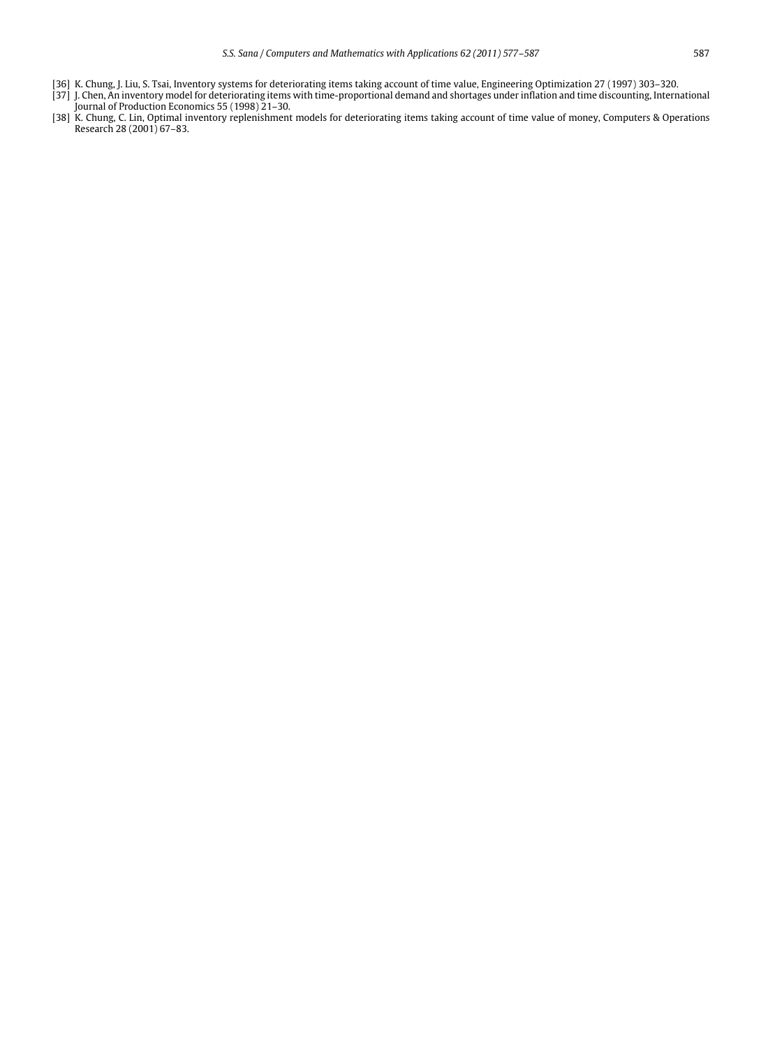[36] K. Chung, J. Liu, S. Tsai, Inventory systems for deteriorating items taking account of time value, Engineering Optimization 27 (1997) 303–320.

[37] J. Chen, An inventory model for deteriorating items with time-proportional demand and shortages under inflation and time discounting, International Journal of Production Economics 55 (1998) 21–30.

[38] K. Chung, C. Lin, Optimal inventory replenishment models for deteriorating items taking account of time value of money, Computers & Operations Research 28 (2001) 67–83.